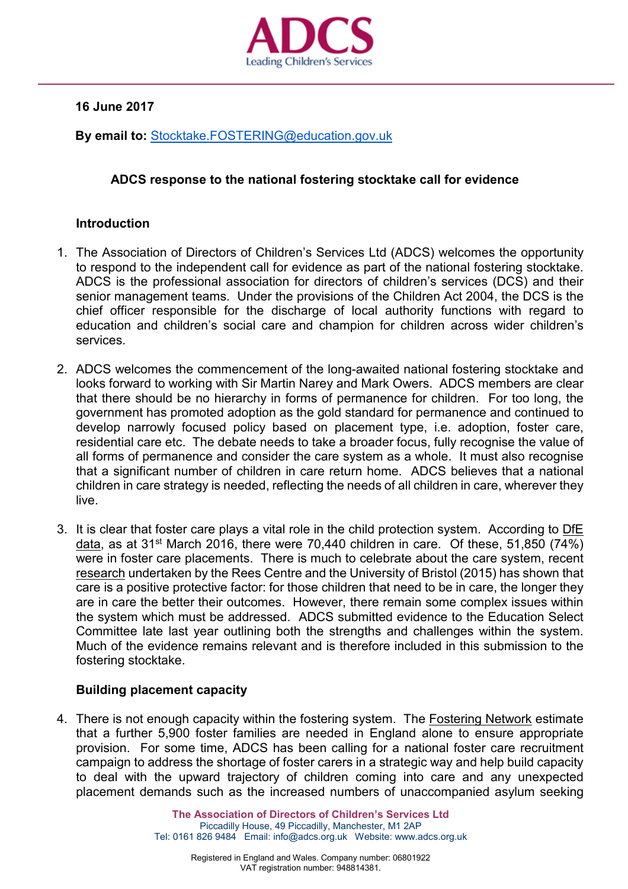ADCS
Leading Children's Services

**16 June 2017**

**By email to:** Stocktake.FOSTERING@education.gov.uk

**ADCS response to the national fostering stocktake call for evidence**

## Introduction

1. The Association of Directors of Children's Services Ltd (ADCS) welcomes the opportunity to respond to the independent call for evidence as part of the national fostering stocktake. ADCS is the professional association for directors of children's services (DCS) and their senior management teams. Under the provisions of the Children Act 2004, the DCS is the chief officer responsible for the discharge of local authority functions with regard to education and children's social care and champion for children across wider children's services.

2. ADCS welcomes the commencement of the long-awaited national fostering stocktake and looks forward to working with Sir Martin Narey and Mark Owers. ADCS members are clear that there should be no hierarchy in forms of permanence for children. For too long, the government has promoted adoption as the gold standard for permanence and continued to develop narrowly focused policy based on placement type, i.e. adoption, foster care, residential care etc. The debate needs to take a broader focus, fully recognise the value of all forms of permanence and consider the care system as a whole. It must also recognise that a significant number of children in care return home. ADCS believes that a national children in care strategy is needed, reflecting the needs of all children in care, wherever they live.

3. It is clear that foster care plays a vital role in the child protection system. According to DfE data, as at 31st March 2016, there were 70,440 children in care. Of these, 51,850 (74%) were in foster care placements. There is much to celebrate about the care system, recent research undertaken by the Rees Centre and the University of Bristol (2015) has shown that care is a positive protective factor: for those children that need to be in care, the longer they are in care the better their outcomes. However, there remain some complex issues within the system which must be addressed. ADCS submitted evidence to the Education Select Committee late last year outlining both the strengths and challenges within the system. Much of the evidence remains relevant and is therefore included in this submission to the fostering stocktake.

## Building placement capacity

4. There is not enough capacity within the fostering system. The Fostering Network estimate that a further 5,900 foster families are needed in England alone to ensure appropriate provision. For some time, ADCS has been calling for a national foster care recruitment campaign to address the shortage of foster carers in a strategic way and help build capacity to deal with the upward trajectory of children coming into care and any unexpected placement demands such as the increased numbers of unaccompanied asylum seeking

The Association of Directors of Children's Services Ltd
Piccadilly House, 49 Piccadilly, Manchester, M1 2AP
Tel: 0161 826 9484 Email: info@adcs.org.uk Website: www.adcs.org.uk

Registered in England and Wales. Company number: 06801922
VAT registration number: 948814381.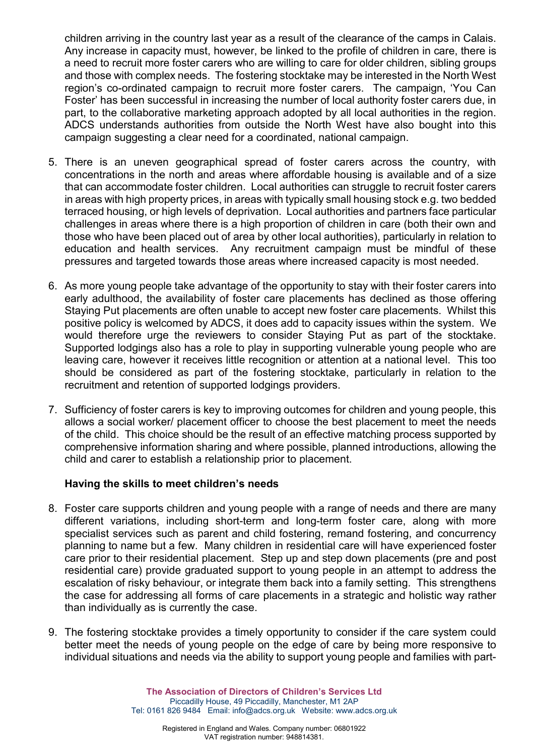children arriving in the country last year as a result of the clearance of the camps in Calais. Any increase in capacity must, however, be linked to the profile of children in care, there is a need to recruit more foster carers who are willing to care for older children, sibling groups and those with complex needs. The fostering stocktake may be interested in the North West region's co-ordinated campaign to recruit more foster carers. The campaign, 'You Can Foster' has been successful in increasing the number of local authority foster carers due, in part, to the collaborative marketing approach adopted by all local authorities in the region. ADCS understands authorities from outside the North West have also bought into this campaign suggesting a clear need for a coordinated, national campaign.

5. There is an uneven geographical spread of foster carers across the country, with concentrations in the north and areas where affordable housing is available and of a size that can accommodate foster children. Local authorities can struggle to recruit foster carers in areas with high property prices, in areas with typically small housing stock e.g. two bedded terraced housing, or high levels of deprivation. Local authorities and partners face particular challenges in areas where there is a high proportion of children in care (both their own and those who have been placed out of area by other local authorities), particularly in relation to education and health services. Any recruitment campaign must be mindful of these pressures and targeted towards those areas where increased capacity is most needed.

6. As more young people take advantage of the opportunity to stay with their foster carers into early adulthood, the availability of foster care placements has declined as those offering Staying Put placements are often unable to accept new foster care placements. Whilst this positive policy is welcomed by ADCS, it does add to capacity issues within the system. We would therefore urge the reviewers to consider Staying Put as part of the stocktake. Supported lodgings also has a role to play in supporting vulnerable young people who are leaving care, however it receives little recognition or attention at a national level. This too should be considered as part of the fostering stocktake, particularly in relation to the recruitment and retention of supported lodgings providers.

7. Sufficiency of foster carers is key to improving outcomes for children and young people, this allows a social worker/ placement officer to choose the best placement to meet the needs of the child. This choice should be the result of an effective matching process supported by comprehensive information sharing and where possible, planned introductions, allowing the child and carer to establish a relationship prior to placement.

**Having the skills to meet children's needs**

8. Foster care supports children and young people with a range of needs and there are many different variations, including short-term and long-term foster care, along with more specialist services such as parent and child fostering, remand fostering, and concurrency planning to name but a few. Many children in residential care will have experienced foster care prior to their residential placement. Step up and step down placements (pre and post residential care) provide graduated support to young people in an attempt to address the escalation of risky behaviour, or integrate them back into a family setting. This strengthens the case for addressing all forms of care placements in a strategic and holistic way rather than individually as is currently the case.

9. The fostering stocktake provides a timely opportunity to consider if the care system could better meet the needs of young people on the edge of care by being more responsive to individual situations and needs via the ability to support young people and families with part-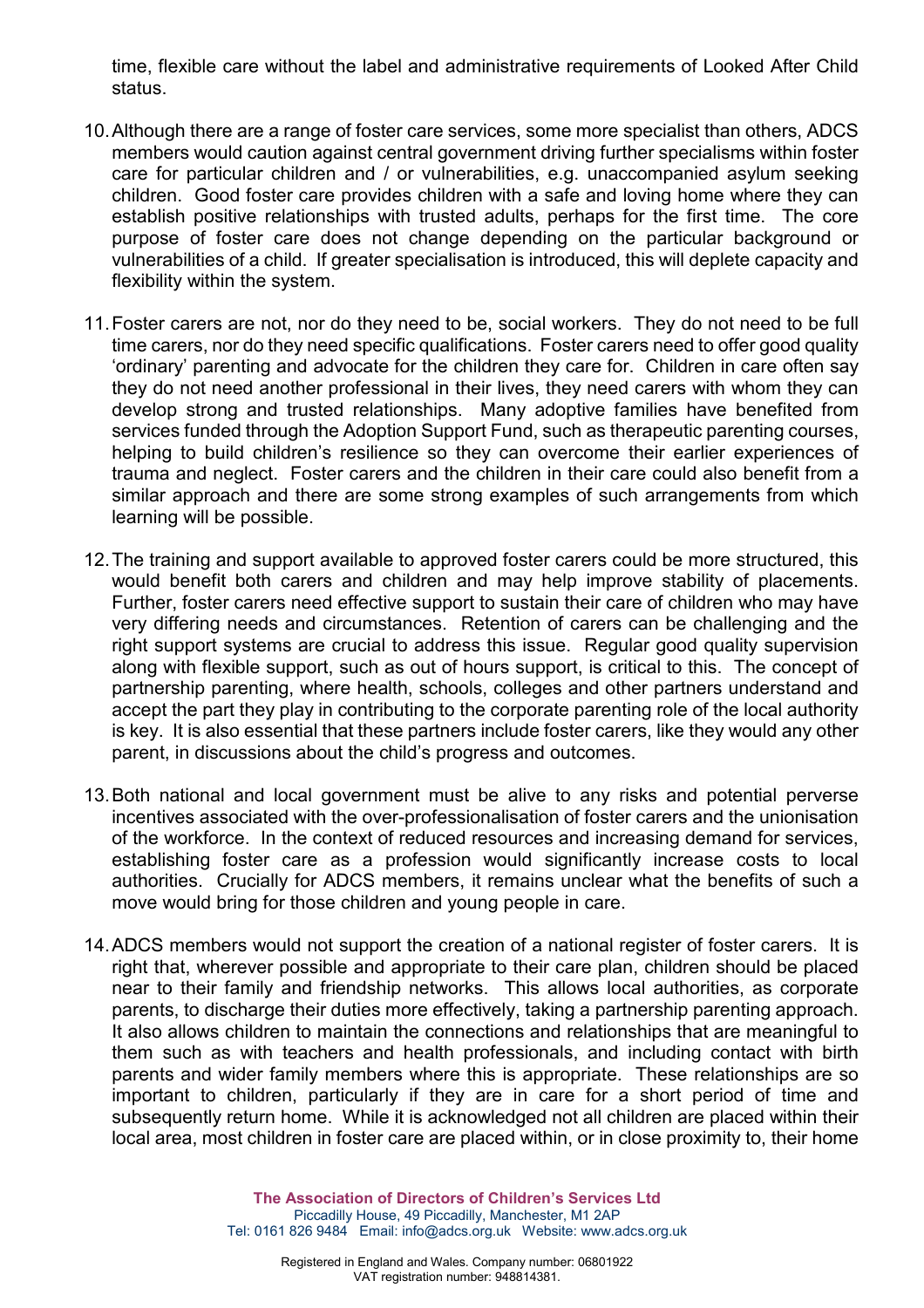time, flexible care without the label and administrative requirements of Looked After Child status.

10. Although there are a range of foster care services, some more specialist than others, ADCS members would caution against central government driving further specialisms within foster care for particular children and / or vulnerabilities, e.g. unaccompanied asylum seeking children. Good foster care provides children with a safe and loving home where they can establish positive relationships with trusted adults, perhaps for the first time. The core purpose of foster care does not change depending on the particular background or vulnerabilities of a child. If greater specialisation is introduced, this will deplete capacity and flexibility within the system.

11. Foster carers are not, nor do they need to be, social workers. They do not need to be full time carers, nor do they need specific qualifications. Foster carers need to offer good quality 'ordinary' parenting and advocate for the children they care for. Children in care often say they do not need another professional in their lives, they need carers with whom they can develop strong and trusted relationships. Many adoptive families have benefited from services funded through the Adoption Support Fund, such as therapeutic parenting courses, helping to build children's resilience so they can overcome their earlier experiences of trauma and neglect. Foster carers and the children in their care could also benefit from a similar approach and there are some strong examples of such arrangements from which learning will be possible.

12. The training and support available to approved foster carers could be more structured, this would benefit both carers and children and may help improve stability of placements. Further, foster carers need effective support to sustain their care of children who may have very differing needs and circumstances. Retention of carers can be challenging and the right support systems are crucial to address this issue. Regular good quality supervision along with flexible support, such as out of hours support, is critical to this. The concept of partnership parenting, where health, schools, colleges and other partners understand and accept the part they play in contributing to the corporate parenting role of the local authority is key. It is also essential that these partners include foster carers, like they would any other parent, in discussions about the child's progress and outcomes.

13. Both national and local government must be alive to any risks and potential perverse incentives associated with the over-professionalisation of foster carers and the unionisation of the workforce. In the context of reduced resources and increasing demand for services, establishing foster care as a profession would significantly increase costs to local authorities. Crucially for ADCS members, it remains unclear what the benefits of such a move would bring for those children and young people in care.

14. ADCS members would not support the creation of a national register of foster carers. It is right that, wherever possible and appropriate to their care plan, children should be placed near to their family and friendship networks. This allows local authorities, as corporate parents, to discharge their duties more effectively, taking a partnership parenting approach. It also allows children to maintain the connections and relationships that are meaningful to them such as with teachers and health professionals, and including contact with birth parents and wider family members where this is appropriate. These relationships are so important to children, particularly if they are in care for a short period of time and subsequently return home. While it is acknowledged not all children are placed within their local area, most children in foster care are placed within, or in close proximity to, their home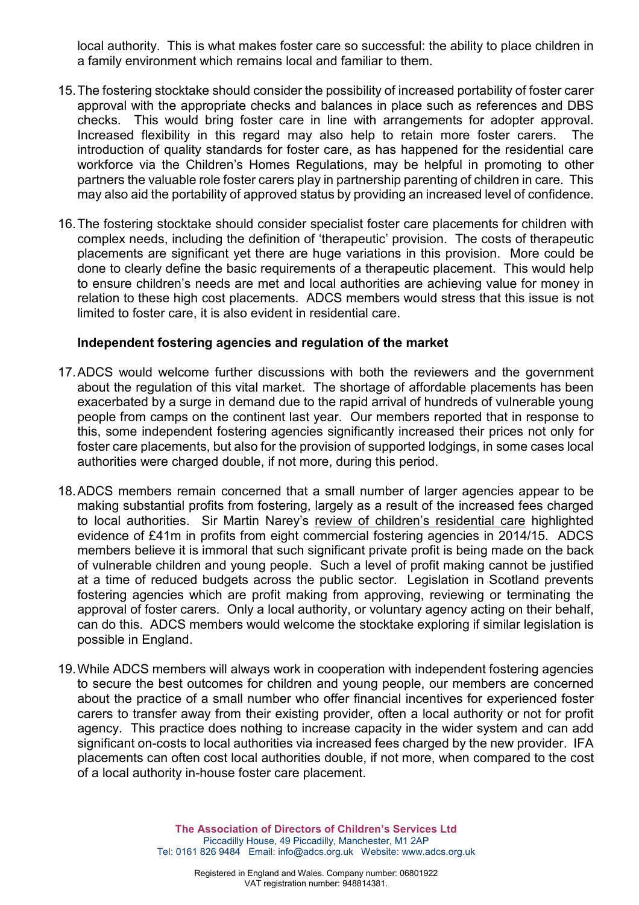local authority. This is what makes foster care so successful: the ability to place children in a family environment which remains local and familiar to them.

15. The fostering stocktake should consider the possibility of increased portability of foster carer approval with the appropriate checks and balances in place such as references and DBS checks. This would bring foster care in line with arrangements for adopter approval. Increased flexibility in this regard may also help to retain more foster carers. The introduction of quality standards for foster care, as has happened for the residential care workforce via the Children's Homes Regulations, may be helpful in promoting to other partners the valuable role foster carers play in partnership parenting of children in care. This may also aid the portability of approved status by providing an increased level of confidence.

16. The fostering stocktake should consider specialist foster care placements for children with complex needs, including the definition of 'therapeutic' provision. The costs of therapeutic placements are significant yet there are huge variations in this provision. More could be done to clearly define the basic requirements of a therapeutic placement. This would help to ensure children's needs are met and local authorities are achieving value for money in relation to these high cost placements. ADCS members would stress that this issue is not limited to foster care, it is also evident in residential care.

**Independent fostering agencies and regulation of the market**

17. ADCS would welcome further discussions with both the reviewers and the government about the regulation of this vital market. The shortage of affordable placements has been exacerbated by a surge in demand due to the rapid arrival of hundreds of vulnerable young people from camps on the continent last year. Our members reported that in response to this, some independent fostering agencies significantly increased their prices not only for foster care placements, but also for the provision of supported lodgings, in some cases local authorities were charged double, if not more, during this period.

18. ADCS members remain concerned that a small number of larger agencies appear to be making substantial profits from fostering, largely as a result of the increased fees charged to local authorities. Sir Martin Narey's review of children's residential care highlighted evidence of £41m in profits from eight commercial fostering agencies in 2014/15. ADCS members believe it is immoral that such significant private profit is being made on the back of vulnerable children and young people. Such a level of profit making cannot be justified at a time of reduced budgets across the public sector. Legislation in Scotland prevents fostering agencies which are profit making from approving, reviewing or terminating the approval of foster carers. Only a local authority, or voluntary agency acting on their behalf, can do this. ADCS members would welcome the stocktake exploring if similar legislation is possible in England.

19. While ADCS members will always work in cooperation with independent fostering agencies to secure the best outcomes for children and young people, our members are concerned about the practice of a small number who offer financial incentives for experienced foster carers to transfer away from their existing provider, often a local authority or not for profit agency. This practice does nothing to increase capacity in the wider system and can add significant on-costs to local authorities via increased fees charged by the new provider. IFA placements can often cost local authorities double, if not more, when compared to the cost of a local authority in-house foster care placement.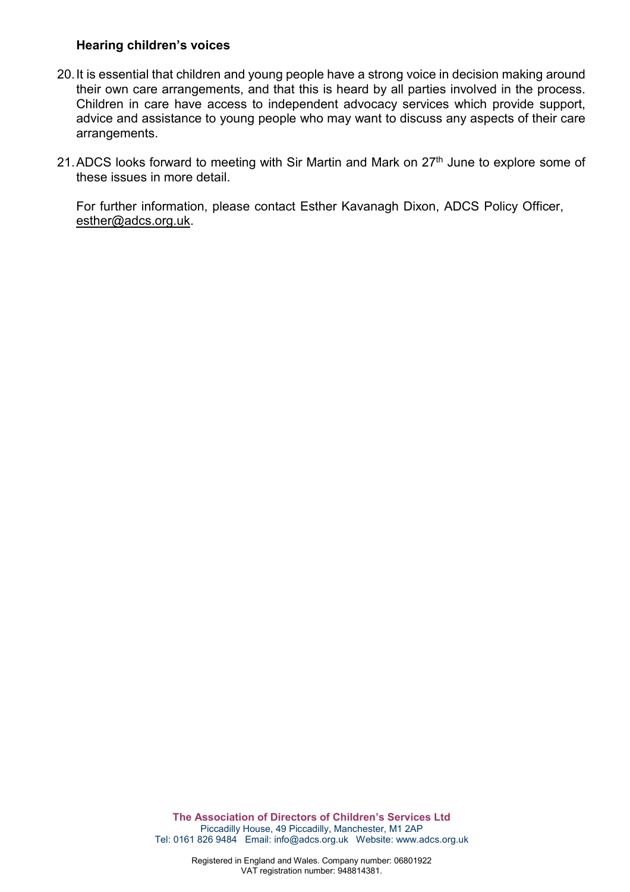**Hearing children's voices**

20. It is essential that children and young people have a strong voice in decision making around their own care arrangements, and that this is heard by all parties involved in the process. Children in care have access to independent advocacy services which provide support, advice and assistance to young people who may want to discuss any aspects of their care arrangements.

21. ADCS looks forward to meeting with Sir Martin and Mark on 27th June to explore some of these issues in more detail.

For further information, please contact Esther Kavanagh Dixon, ADCS Policy Officer, esther@adcs.org.uk.

**The Association of Directors of Children's Services Ltd**
Piccadilly House, 49 Piccadilly, Manchester, M1 2AP
Tel: 0161 826 9484 Email: info@adcs.org.uk Website: www.adcs.org.uk

Registered in England and Wales. Company number: 06801922
VAT registration number: 948814381.